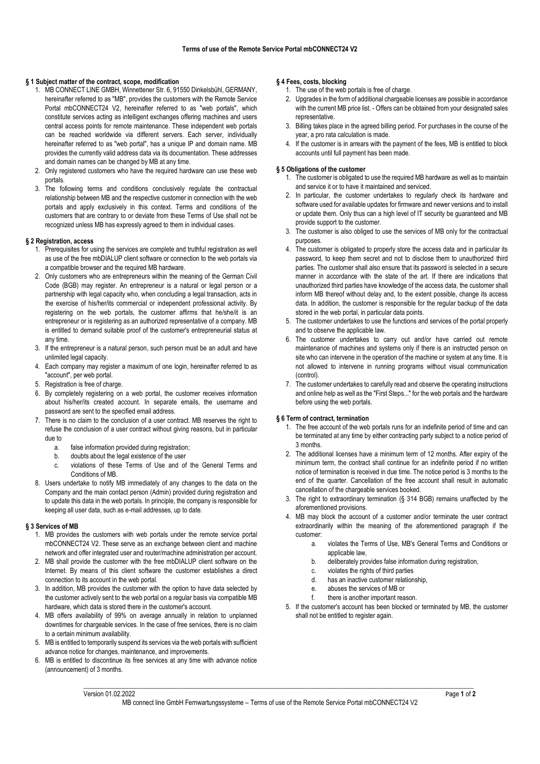# Terms of use of the Remote Service Portal mbCONNECT24 V2

## § 1 Subject matter of the contract, scope, modification

1. MB CONNECT LINE GMBH, Winnettener Str. 6, 91550 Dinkelsbühl, GERMANY, hereinafter referred to as "MB", provides the customers with the Remote Service Portal mbCONNECT24 V2, hereinafter referred to as "web portals", which constitute services acting as intelligent exchanges offering machines and users central access points for remote maintenance. These independent web portals can be reached worldwide via different servers. Each server, individually hereinafter referred to as "web portal", has a unique IP and domain name. MB provides the currently valid address data via its documentation. These addresses and domain names can be changed by MB at any time.
2. Only registered customers who have the required hardware can use these web portals.
3. The following terms and conditions conclusively regulate the contractual relationship between MB and the respective customer in connection with the web portals and apply exclusively in this context. Terms and conditions of the customers that are contrary to or deviate from these Terms of Use shall not be recognized unless MB has expressly agreed to them in individual cases.

## § 2 Registration, access

1. Prerequisites for using the services are complete and truthful registration as well as use of the free mbDIALUP client software or connection to the web portals via a compatible browser and the required MB hardware.
2. Only customers who are entrepreneurs within the meaning of the German Civil Code (BGB) may register. An entrepreneur is a natural or legal person or a partnership with legal capacity who, when concluding a legal transaction, acts in the exercise of his/her/its commercial or independent professional activity. By registering on the web portals, the customer affirms that he/she/it is an entrepreneur or is registering as an authorized representative of a company. MB is entitled to demand suitable proof of the customer's entrepreneurial status at any time.
3. If the entrepreneur is a natural person, such person must be an adult and have unlimited legal capacity.
4. Each company may register a maximum of one login, hereinafter referred to as "account", per web portal.
5. Registration is free of charge.
6. By completely registering on a web portal, the customer receives information about his/her/its created account. In separate emails, the username and password are sent to the specified email address.
7. There is no claim to the conclusion of a user contract. MB reserves the right to refuse the conclusion of a user contract without giving reasons, but in particular due to
   a. false information provided during registration;
   b. doubts about the legal existence of the user
   c. violations of these Terms of Use and of the General Terms and Conditions of MB.
8. Users undertake to notify MB immediately of any changes to the data on the Company and the main contact person (Admin) provided during registration and to update this data in the web portals. In principle, the company is responsible for keeping all user data, such as e-mail addresses, up to date.

## § 3 Services of MB

1. MB provides the customers with web portals under the remote service portal mbCONNECT24 V2. These serve as an exchange between client and machine network and offer integrated user and router/machine administration per account.
2. MB shall provide the customer with the free mbDIALUP client software on the Internet. By means of this client software the customer establishes a direct connection to its account in the web portal.
3. In addition, MB provides the customer with the option to have data selected by the customer actively sent to the web portal on a regular basis via compatible MB hardware, which data is stored there in the customer's account.
4. MB offers availability of 99% on average annually in relation to unplanned downtimes for chargeable services. In the case of free services, there is no claim to a certain minimum availability.
5. MB is entitled to temporarily suspend its services via the web portals with sufficient advance notice for changes, maintenance, and improvements.
6. MB is entitled to discontinue its free services at any time with advance notice (announcement) of 3 months.

## § 4 Fees, costs, blocking

1. The use of the web portals is free of charge.
2. Upgrades in the form of additional chargeable licenses are possible in accordance with the current MB price list. - Offers can be obtained from your designated sales representative.
3. Billing takes place in the agreed billing period. For purchases in the course of the year, a pro rata calculation is made.
4. If the customer is in arrears with the payment of the fees, MB is entitled to block accounts until full payment has been made.

## § 5 Obligations of the customer

1. The customer is obligated to use the required MB hardware as well as to maintain and service it or to have it maintained and serviced.
2. In particular, the customer undertakes to regularly check its hardware and software used for available updates for firmware and newer versions and to install or update them. Only thus can a high level of IT security be guaranteed and MB provide support to the customer.
3. The customer is also obliged to use the services of MB only for the contractual purposes.
4. The customer is obligated to properly store the access data and in particular its password, to keep them secret and not to disclose them to unauthorized third parties. The customer shall also ensure that its password is selected in a secure manner in accordance with the state of the art. If there are indications that unauthorized third parties have knowledge of the access data, the customer shall inform MB thereof without delay and, to the extent possible, change its access data. In addition, the customer is responsible for the regular backup of the data stored in the web portal, in particular data points.
5. The customer undertakes to use the functions and services of the portal properly and to observe the applicable law.
6. The customer undertakes to carry out and/or have carried out remote maintenance of machines and systems only if there is an instructed person on site who can intervene in the operation of the machine or system at any time. It is not allowed to intervene in running programs without visual communication (control).
7. The customer undertakes to carefully read and observe the operating instructions and online help as well as the "First Steps..." for the web portals and the hardware before using the web portals.

## § 6 Term of contract, termination

1. The free account of the web portals runs for an indefinite period of time and can be terminated at any time by either contracting party subject to a notice period of 3 months.
2. The additional licenses have a minimum term of 12 months. After expiry of the minimum term, the contract shall continue for an indefinite period if no written notice of termination is received in due time. The notice period is 3 months to the end of the quarter. Cancellation of the free account shall result in automatic cancellation of the chargeable services booked.
3. The right to extraordinary termination (§ 314 BGB) remains unaffected by the aforementioned provisions.
4. MB may block the account of a customer and/or terminate the user contract extraordinarily within the meaning of the aforementioned paragraph if the customer:
   a. violates the Terms of Use, MB's General Terms and Conditions or applicable law,
   b. deliberately provides false information during registration,
   c. violates the rights of third parties
   d. has an inactive customer relationship,
   e. abuses the services of MB or
   f. there is another important reason.
5. If the customer's account has been blocked or terminated by MB, the customer shall not be entitled to register again.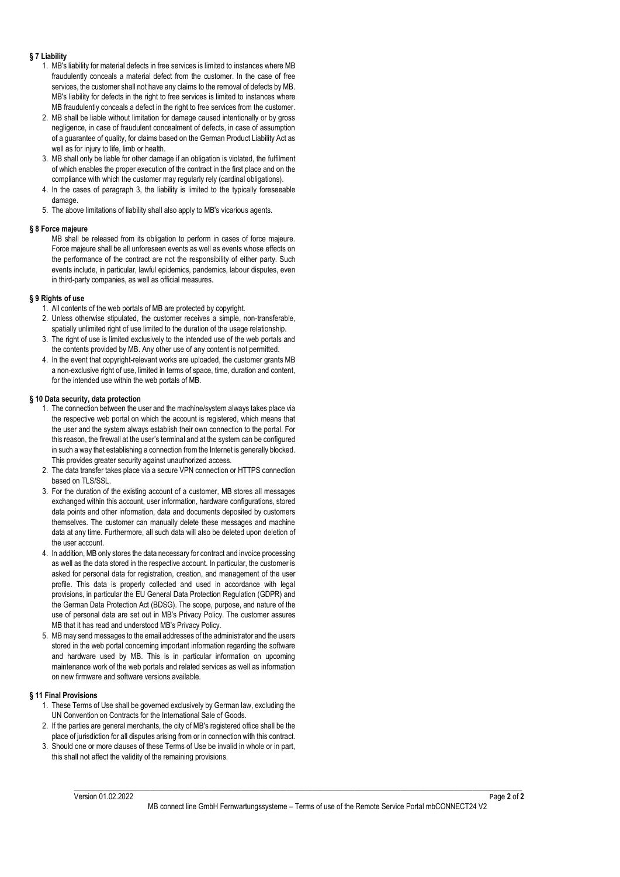**§ 7 Liability**

1. MB's liability for material defects in free services is limited to instances where MB fraudulently conceals a material defect from the customer. In the case of free services, the customer shall not have any claims to the removal of defects by MB. MB's liability for defects in the right to free services is limited to instances where MB fraudulently conceals a defect in the right to free services from the customer.
2. MB shall be liable without limitation for damage caused intentionally or by gross negligence, in case of fraudulent concealment of defects, in case of assumption of a guarantee of quality, for claims based on the German Product Liability Act as well as for injury to life, limb or health.
3. MB shall only be liable for other damage if an obligation is violated, the fulfilment of which enables the proper execution of the contract in the first place and on the compliance with which the customer may regularly rely (cardinal obligations).
4. In the cases of paragraph 3, the liability is limited to the typically foreseeable damage.
5. The above limitations of liability shall also apply to MB's vicarious agents.

**§ 8 Force majeure**

MB shall be released from its obligation to perform in cases of force majeure. Force majeure shall be all unforeseen events as well as events whose effects on the performance of the contract are not the responsibility of either party. Such events include, in particular, lawful epidemics, pandemics, labour disputes, even in third-party companies, as well as official measures.

**§ 9 Rights of use**

1. All contents of the web portals of MB are protected by copyright.
2. Unless otherwise stipulated, the customer receives a simple, non-transferable, spatially unlimited right of use limited to the duration of the usage relationship.
3. The right of use is limited exclusively to the intended use of the web portals and the contents provided by MB. Any other use of any content is not permitted.
4. In the event that copyright-relevant works are uploaded, the customer grants MB a non-exclusive right of use, limited in terms of space, time, duration and content, for the intended use within the web portals of MB.

**§ 10 Data security, data protection**

1. The connection between the user and the machine/system always takes place via the respective web portal on which the account is registered, which means that the user and the system always establish their own connection to the portal. For this reason, the firewall at the user's terminal and at the system can be configured in such a way that establishing a connection from the Internet is generally blocked. This provides greater security against unauthorized access.
2. The data transfer takes place via a secure VPN connection or HTTPS connection based on TLS/SSL.
3. For the duration of the existing account of a customer, MB stores all messages exchanged within this account, user information, hardware configurations, stored data points and other information, data and documents deposited by customers themselves. The customer can manually delete these messages and machine data at any time. Furthermore, all such data will also be deleted upon deletion of the user account.
4. In addition, MB only stores the data necessary for contract and invoice processing as well as the data stored in the respective account. In particular, the customer is asked for personal data for registration, creation, and management of the user profile. This data is properly collected and used in accordance with legal provisions, in particular the EU General Data Protection Regulation (GDPR) and the German Data Protection Act (BDSG). The scope, purpose, and nature of the use of personal data are set out in MB's Privacy Policy. The customer assures MB that it has read and understood MB's Privacy Policy.
5. MB may send messages to the email addresses of the administrator and the users stored in the web portal concerning important information regarding the software and hardware used by MB. This is in particular information on upcoming maintenance work of the web portals and related services as well as information on new firmware and software versions available.

**§ 11 Final Provisions**

1. These Terms of Use shall be governed exclusively by German law, excluding the UN Convention on Contracts for the International Sale of Goods.
2. If the parties are general merchants, the city of MB's registered office shall be the place of jurisdiction for all disputes arising from or in connection with this contract.
3. Should one or more clauses of these Terms of Use be invalid in whole or in part, this shall not affect the validity of the remaining provisions.